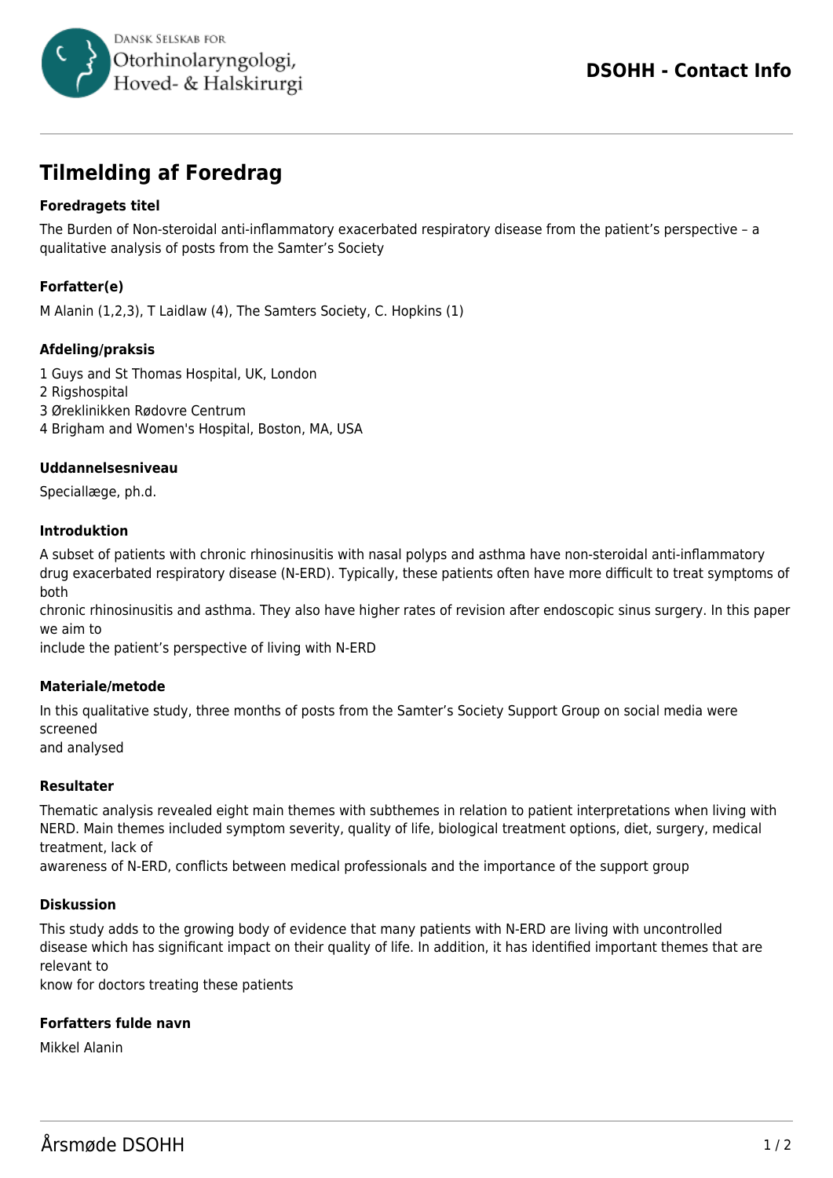# Tilmelding af Foredrag

### Foredragets titel

The Burden of Non-steroidal anti-inflammatory exacerbated respiratory disease from the patient's perspective – a qualitative analysis of posts from the Samter's Society

### Forfatter(e)

M Alanin (1,2,3), T Laidlaw (4), The Samters Society, C. Hopkins (1)

### Afdeling/praksis

1 Guys and St Thomas Hospital, UK, London
2 Rigshospital
3 Øreklinikken Rødovre Centrum
4 Brigham and Women's Hospital, Boston, MA, USA

### Uddannelsesniveau

Speciallæge, ph.d.

### Introduktion

A subset of patients with chronic rhinosinusitis with nasal polyps and asthma have non-steroidal anti-inflammatory drug exacerbated respiratory disease (N-ERD). Typically, these patients often have more difficult to treat symptoms of both
chronic rhinosinusitis and asthma. They also have higher rates of revision after endoscopic sinus surgery. In this paper we aim to
include the patient's perspective of living with N-ERD

### Materiale/metode

In this qualitative study, three months of posts from the Samter's Society Support Group on social media were screened
and analysed

### Resultater

Thematic analysis revealed eight main themes with subthemes in relation to patient interpretations when living with NERD. Main themes included symptom severity, quality of life, biological treatment options, diet, surgery, medical treatment, lack of
awareness of N-ERD, conflicts between medical professionals and the importance of the support group

### Diskussion

This study adds to the growing body of evidence that many patients with N-ERD are living with uncontrolled disease which has significant impact on their quality of life. In addition, it has identified important themes that are relevant to
know for doctors treating these patients

### Forfatters fulde navn

Mikkel Alanin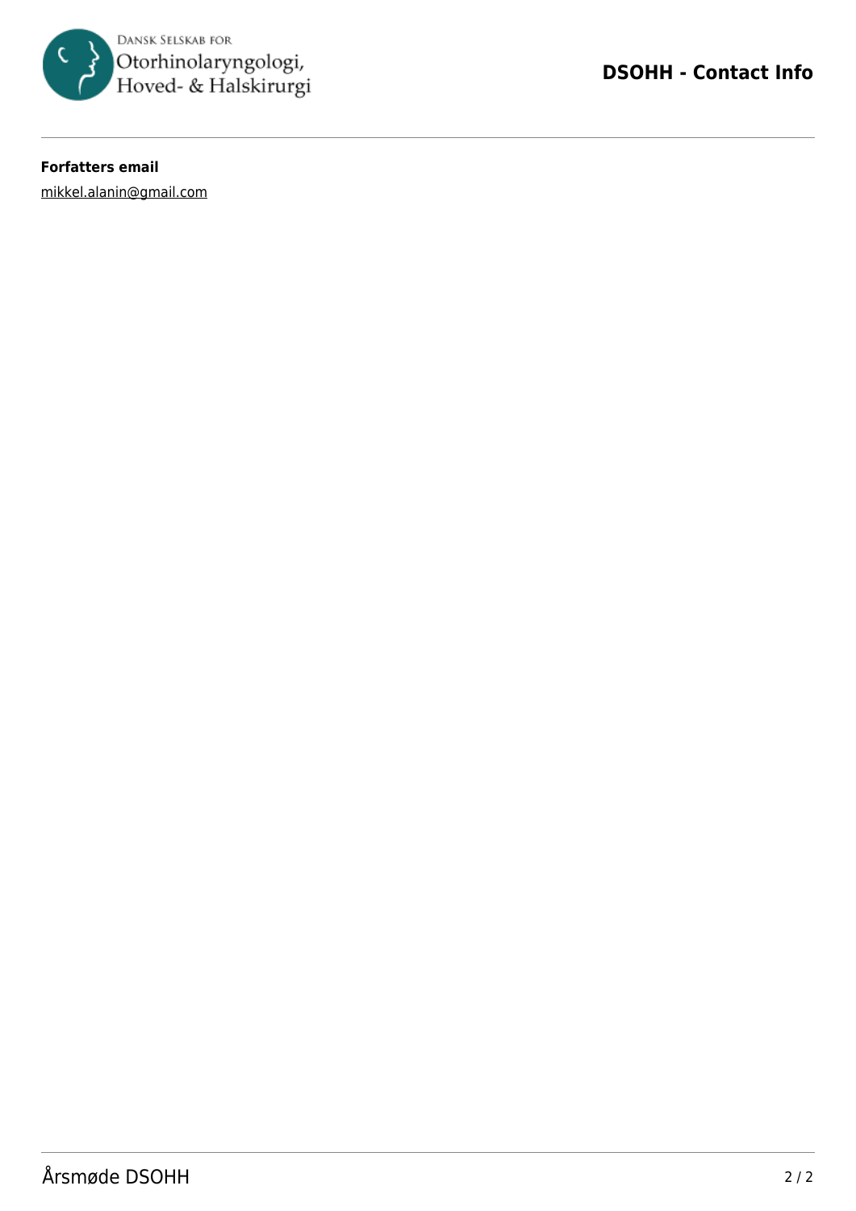**Forfatters email**

mikkel.alanin@gmail.com